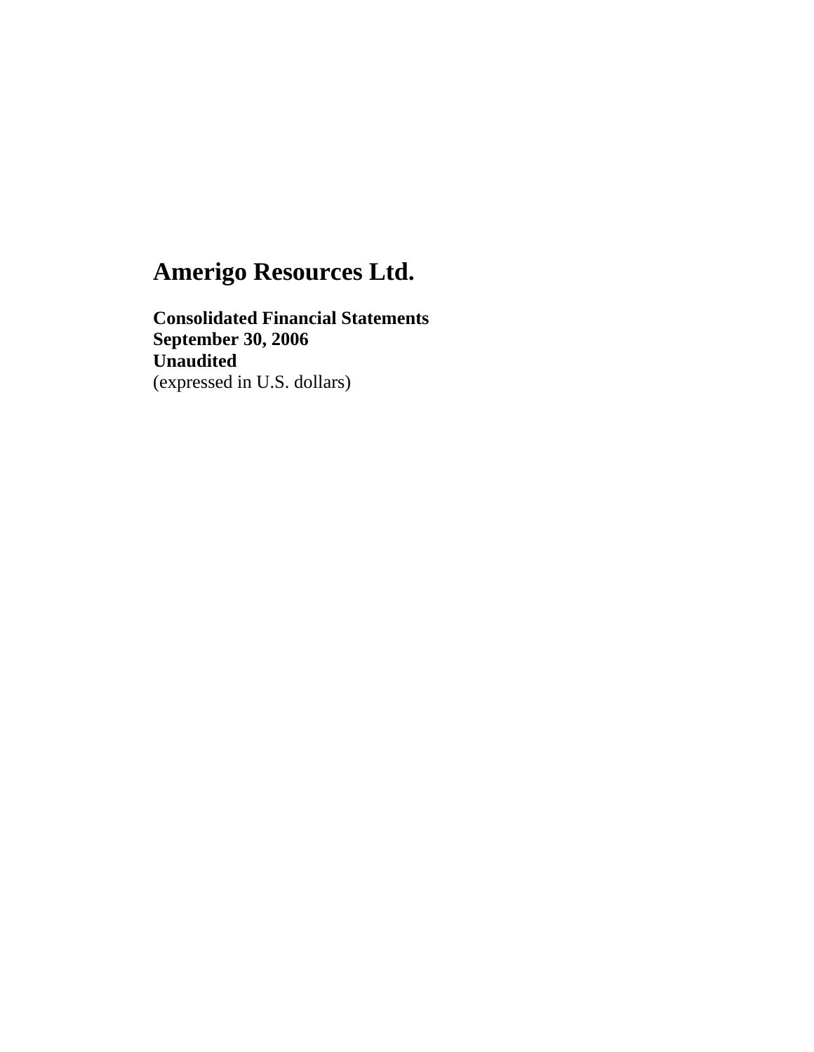# Amerigo Resources Ltd.

**Consolidated Financial Statements**
**September 30, 2006**
**Unaudited**
(expressed in U.S. dollars)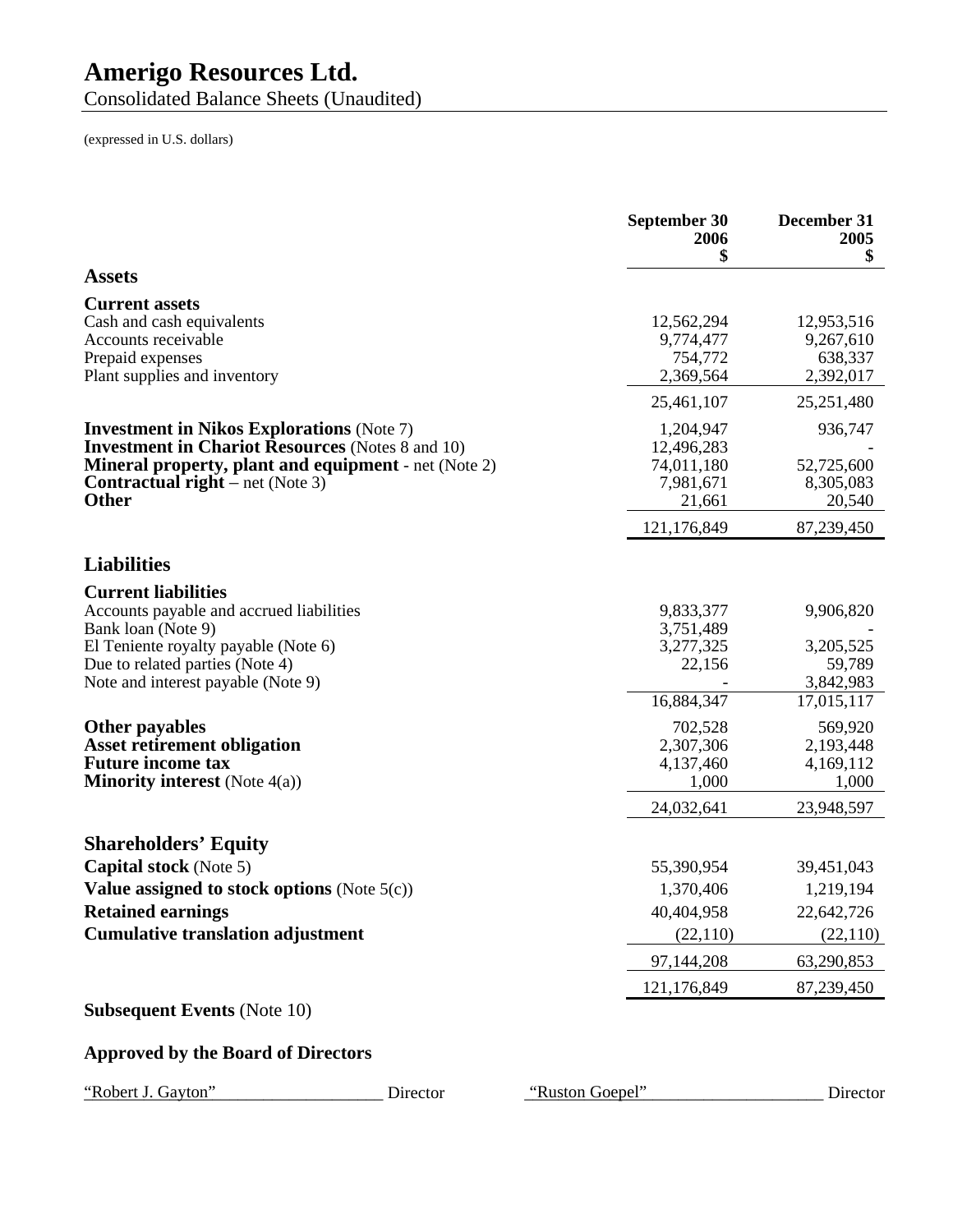# Amerigo Resources Ltd.

Consolidated Balance Sheets (Unaudited)

(expressed in U.S. dollars)

| | September 30 2006 $ | December 31 2005 $ |
|---|---|---|
| **Assets** | | |
| **Current assets** | | |
| Cash and cash equivalents | 12,562,294 | 12,953,516 |
| Accounts receivable | 9,774,477 | 9,267,610 |
| Prepaid expenses | 754,772 | 638,337 |
| Plant supplies and inventory | 2,369,564 | 2,392,017 |
| | 25,461,107 | 25,251,480 |
| **Investment in Nikos Explorations** (Note 7) | 1,204,947 | 936,747 |
| **Investment in Chariot Resources** (Notes 8 and 10) | 12,496,283 | - |
| **Mineral property, plant and equipment** - net (Note 2) | 74,011,180 | 52,725,600 |
| **Contractual right** – net (Note 3) | 7,981,671 | 8,305,083 |
| **Other** | 21,661 | 20,540 |
| | 121,176,849 | 87,239,450 |
| **Liabilities** | | |
| **Current liabilities** | | |
| Accounts payable and accrued liabilities | 9,833,377 | 9,906,820 |
| Bank loan (Note 9) | 3,751,489 | - |
| El Teniente royalty payable (Note 6) | 3,277,325 | 3,205,525 |
| Due to related parties (Note 4) | 22,156 | 59,789 |
| Note and interest payable (Note 9) | - | 3,842,983 |
| | 16,884,347 | 17,015,117 |
| **Other payables** | 702,528 | 569,920 |
| **Asset retirement obligation** | 2,307,306 | 2,193,448 |
| **Future income tax** | 4,137,460 | 4,169,112 |
| **Minority interest** (Note 4(a)) | 1,000 | 1,000 |
| | 24,032,641 | 23,948,597 |
| **Shareholders' Equity** | | |
| **Capital stock** (Note 5) | 55,390,954 | 39,451,043 |
| **Value assigned to stock options** (Note 5(c)) | 1,370,406 | 1,219,194 |
| **Retained earnings** | 40,404,958 | 22,642,726 |
| **Cumulative translation adjustment** | (22,110) | (22,110) |
| | 97,144,208 | 63,290,853 |
| | 121,176,849 | 87,239,450 |

**Subsequent Events** (Note 10)

**Approved by the Board of Directors**

"Robert J. Gayton" Director　　"Ruston Goepel" Director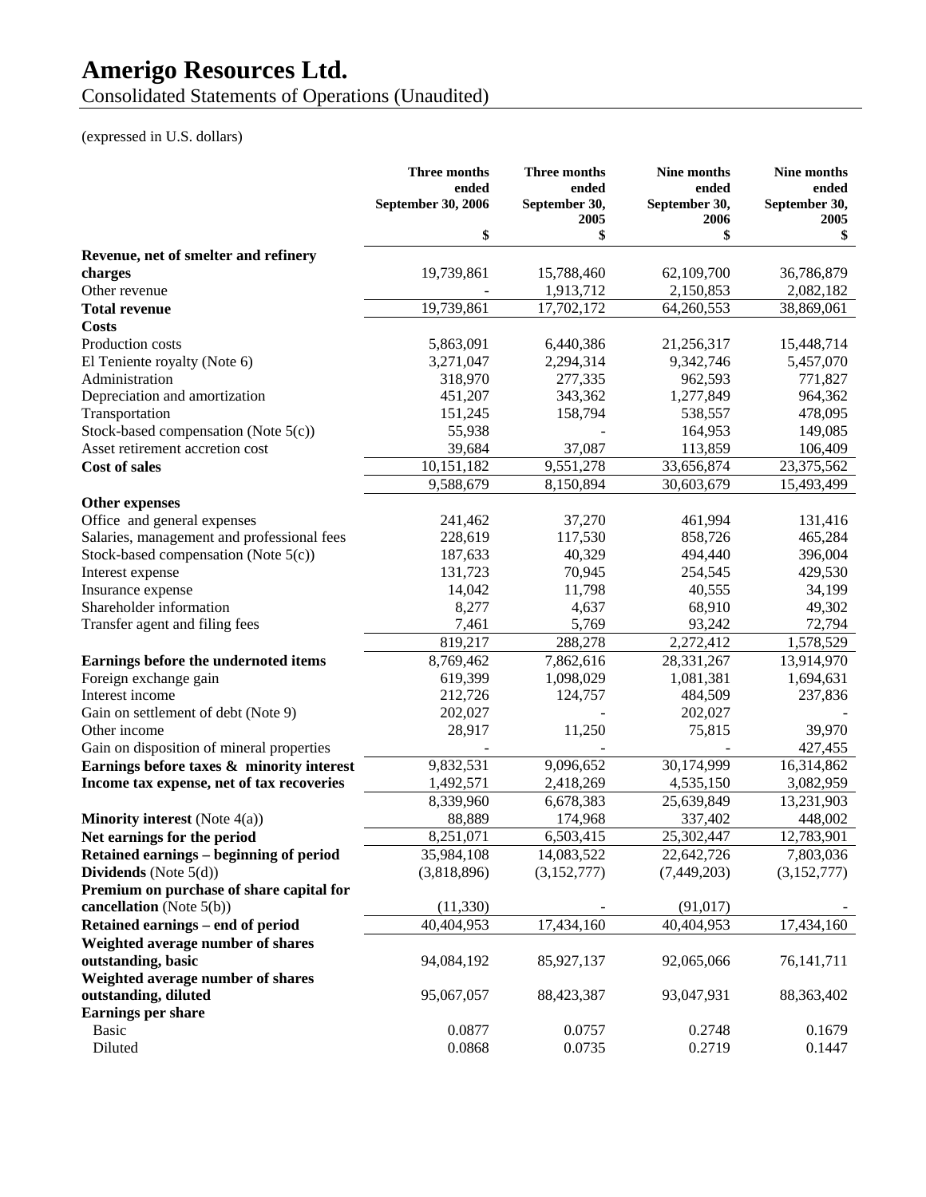# Amerigo Resources Ltd.

Consolidated Statements of Operations (Unaudited)

(expressed in U.S. dollars)

| | Three months ended September 30, 2006 $ | Three months ended September 30, 2005 $ | Nine months ended September 30, 2006 $ | Nine months ended September 30, 2005 $ |
|---|---|---|---|---|
| **Revenue, net of smelter and refinery charges** | 19,739,861 | 15,788,460 | 62,109,700 | 36,786,879 |
| Other revenue | - | 1,913,712 | 2,150,853 | 2,082,182 |
| **Total revenue** | 19,739,861 | 17,702,172 | 64,260,553 | 38,869,061 |
| **Costs** | | | | |
| Production costs | 5,863,091 | 6,440,386 | 21,256,317 | 15,448,714 |
| El Teniente royalty (Note 6) | 3,271,047 | 2,294,314 | 9,342,746 | 5,457,070 |
| Administration | 318,970 | 277,335 | 962,593 | 771,827 |
| Depreciation and amortization | 451,207 | 343,362 | 1,277,849 | 964,362 |
| Transportation | 151,245 | 158,794 | 538,557 | 478,095 |
| Stock-based compensation (Note 5(c)) | 55,938 | - | 164,953 | 149,085 |
| Asset retirement accretion cost | 39,684 | 37,087 | 113,859 | 106,409 |
| **Cost of sales** | 10,151,182 | 9,551,278 | 33,656,874 | 23,375,562 |
| | 9,588,679 | 8,150,894 | 30,603,679 | 15,493,499 |
| **Other expenses** | | | | |
| Office and general expenses | 241,462 | 37,270 | 461,994 | 131,416 |
| Salaries, management and professional fees | 228,619 | 117,530 | 858,726 | 465,284 |
| Stock-based compensation (Note 5(c)) | 187,633 | 40,329 | 494,440 | 396,004 |
| Interest expense | 131,723 | 70,945 | 254,545 | 429,530 |
| Insurance expense | 14,042 | 11,798 | 40,555 | 34,199 |
| Shareholder information | 8,277 | 4,637 | 68,910 | 49,302 |
| Transfer agent and filing fees | 7,461 | 5,769 | 93,242 | 72,794 |
| | 819,217 | 288,278 | 2,272,412 | 1,578,529 |
| **Earnings before the undernoted items** | 8,769,462 | 7,862,616 | 28,331,267 | 13,914,970 |
| Foreign exchange gain | 619,399 | 1,098,029 | 1,081,381 | 1,694,631 |
| Interest income | 212,726 | 124,757 | 484,509 | 237,836 |
| Gain on settlement of debt (Note 9) | 202,027 | - | 202,027 | - |
| Other income | 28,917 | 11,250 | 75,815 | 39,970 |
| Gain on disposition of mineral properties | - | - | - | 427,455 |
| **Earnings before taxes & minority interest** | 9,832,531 | 9,096,652 | 30,174,999 | 16,314,862 |
| **Income tax expense, net of tax recoveries** | 1,492,571 | 2,418,269 | 4,535,150 | 3,082,959 |
| | 8,339,960 | 6,678,383 | 25,639,849 | 13,231,903 |
| **Minority interest** (Note 4(a)) | 88,889 | 174,968 | 337,402 | 448,002 |
| **Net earnings for the period** | 8,251,071 | 6,503,415 | 25,302,447 | 12,783,901 |
| **Retained earnings – beginning of period** | 35,984,108 | 14,083,522 | 22,642,726 | 7,803,036 |
| **Dividends** (Note 5(d)) | (3,818,896) | (3,152,777) | (7,449,203) | (3,152,777) |
| **Premium on purchase of share capital for cancellation** (Note 5(b)) | (11,330) | - | (91,017) | - |
| **Retained earnings – end of period** | 40,404,953 | 17,434,160 | 40,404,953 | 17,434,160 |
| **Weighted average number of shares outstanding, basic** | 94,084,192 | 85,927,137 | 92,065,066 | 76,141,711 |
| **Weighted average number of shares outstanding, diluted** | 95,067,057 | 88,423,387 | 93,047,931 | 88,363,402 |
| **Earnings per share** | | | | |
| Basic | 0.0877 | 0.0757 | 0.2748 | 0.1679 |
| Diluted | 0.0868 | 0.0735 | 0.2719 | 0.1447 |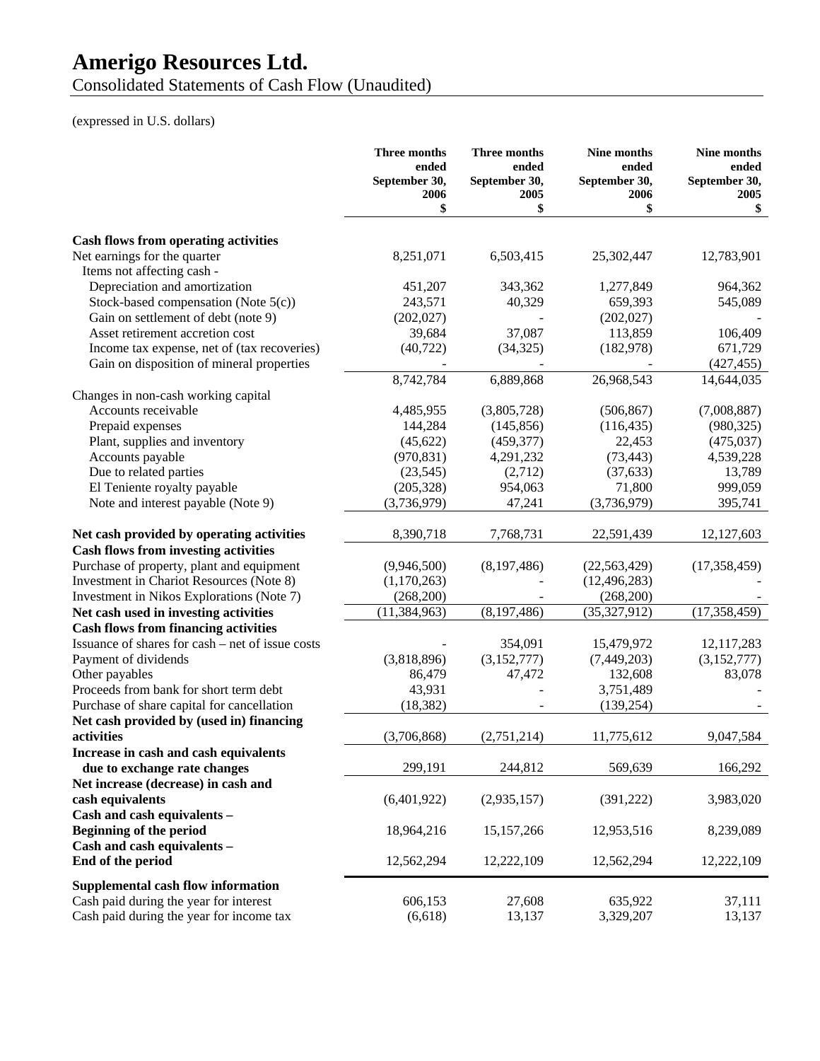# Amerigo Resources Ltd.

Consolidated Statements of Cash Flow (Unaudited)

(expressed in U.S. dollars)

| | Three months ended September 30, 2006 $ | Three months ended September 30, 2005 $ | Nine months ended September 30, 2006 $ | Nine months ended September 30, 2005 $ |
|---|---|---|---|---|
| **Cash flows from operating activities** | | | | |
| Net earnings for the quarter | 8,251,071 | 6,503,415 | 25,302,447 | 12,783,901 |
| Items not affecting cash - | | | | |
| Depreciation and amortization | 451,207 | 343,362 | 1,277,849 | 964,362 |
| Stock-based compensation (Note 5(c)) | 243,571 | 40,329 | 659,393 | 545,089 |
| Gain on settlement of debt (note 9) | (202,027) | - | (202,027) | - |
| Asset retirement accretion cost | 39,684 | 37,087 | 113,859 | 106,409 |
| Income tax expense, net of (tax recoveries) | (40,722) | (34,325) | (182,978) | 671,729 |
| Gain on disposition of mineral properties | - | - | - | (427,455) |
| | 8,742,784 | 6,889,868 | 26,968,543 | 14,644,035 |
| Changes in non-cash working capital | | | | |
| Accounts receivable | 4,485,955 | (3,805,728) | (506,867) | (7,008,887) |
| Prepaid expenses | 144,284 | (145,856) | (116,435) | (980,325) |
| Plant, supplies and inventory | (45,622) | (459,377) | 22,453 | (475,037) |
| Accounts payable | (970,831) | 4,291,232 | (73,443) | 4,539,228 |
| Due to related parties | (23,545) | (2,712) | (37,633) | 13,789 |
| El Teniente royalty payable | (205,328) | 954,063 | 71,800 | 999,059 |
| Note and interest payable (Note 9) | (3,736,979) | 47,241 | (3,736,979) | 395,741 |
| **Net cash provided by operating activities** | 8,390,718 | 7,768,731 | 22,591,439 | 12,127,603 |
| **Cash flows from investing activities** | | | | |
| Purchase of property, plant and equipment | (9,946,500) | (8,197,486) | (22,563,429) | (17,358,459) |
| Investment in Chariot Resources (Note 8) | (1,170,263) | - | (12,496,283) | - |
| Investment in Nikos Explorations (Note 7) | (268,200) | - | (268,200) | - |
| **Net cash used in investing activities** | (11,384,963) | (8,197,486) | (35,327,912) | (17,358,459) |
| **Cash flows from financing activities** | | | | |
| Issuance of shares for cash – net of issue costs | - | 354,091 | 15,479,972 | 12,117,283 |
| Payment of dividends | (3,818,896) | (3,152,777) | (7,449,203) | (3,152,777) |
| Other payables | 86,479 | 47,472 | 132,608 | 83,078 |
| Proceeds from bank for short term debt | 43,931 | - | 3,751,489 | - |
| Purchase of share capital for cancellation | (18,382) | - | (139,254) | - |
| **Net cash provided by (used in) financing activities** | (3,706,868) | (2,751,214) | 11,775,612 | 9,047,584 |
| **Increase in cash and cash equivalents due to exchange rate changes** | 299,191 | 244,812 | 569,639 | 166,292 |
| **Net increase (decrease) in cash and cash equivalents** | (6,401,922) | (2,935,157) | (391,222) | 3,983,020 |
| **Cash and cash equivalents – Beginning of the period** | 18,964,216 | 15,157,266 | 12,953,516 | 8,239,089 |
| **Cash and cash equivalents – End of the period** | 12,562,294 | 12,222,109 | 12,562,294 | 12,222,109 |
| **Supplemental cash flow information** | | | | |
| Cash paid during the year for interest | 606,153 | 27,608 | 635,922 | 37,111 |
| Cash paid during the year for income tax | (6,618) | 13,137 | 3,329,207 | 13,137 |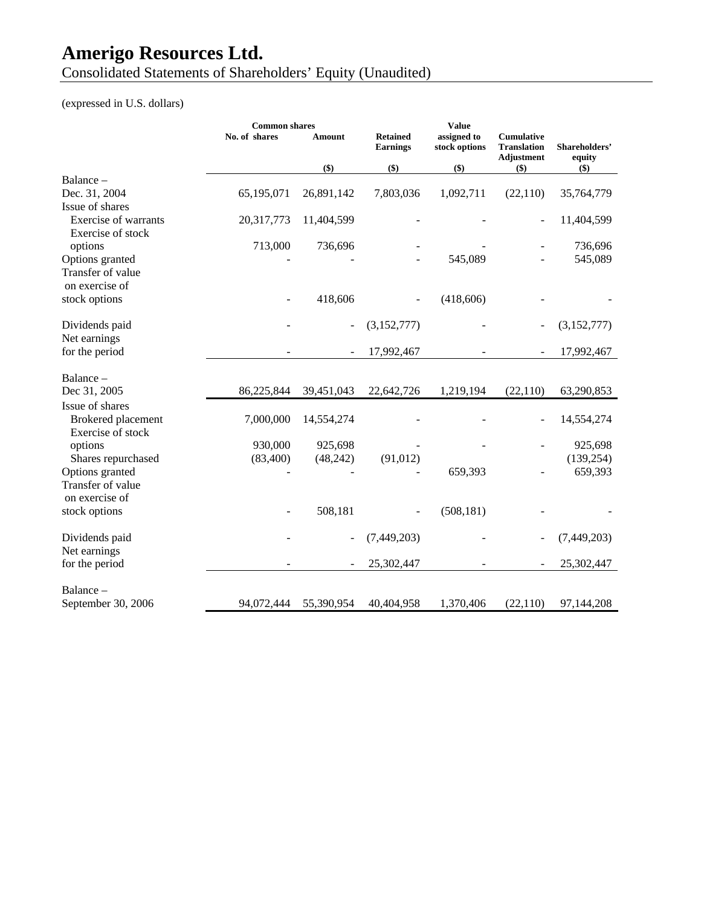# Amerigo Resources Ltd.

Consolidated Statements of Shareholders' Equity (Unaudited)

(expressed in U.S. dollars)

| | Common shares | | Retained Earnings | Value assigned to stock options | Cumulative Translation Adjustment | Shareholders' equity |
|---|---|---|---|---|---|---|
| | No. of shares | Amount | | | | |
| | | ($) | ($) | ($) | ($) | ($) |
| Balance – Dec. 31, 2004 | 65,195,071 | 26,891,142 | 7,803,036 | 1,092,711 | (22,110) | 35,764,779 |
| Issue of shares | | | | | | |
| Exercise of warrants | 20,317,773 | 11,404,599 | - | - | - | 11,404,599 |
| Exercise of stock options | 713,000 | 736,696 | - | - | - | 736,696 |
| Options granted | - | - | - | 545,089 | - | 545,089 |
| Transfer of value on exercise of stock options | - | 418,606 | - | (418,606) | - | - |
| Dividends paid | - | - | (3,152,777) | - | - | (3,152,777) |
| Net earnings for the period | - | - | 17,992,467 | - | - | 17,992,467 |
| Balance – Dec 31, 2005 | 86,225,844 | 39,451,043 | 22,642,726 | 1,219,194 | (22,110) | 63,290,853 |
| Issue of shares | | | | | | |
| Brokered placement | 7,000,000 | 14,554,274 | - | - | - | 14,554,274 |
| Exercise of stock options | 930,000 | 925,698 | - | - | - | 925,698 |
| Shares repurchased | (83,400) | (48,242) | (91,012) | | | (139,254) |
| Options granted | - | - | - | 659,393 | - | 659,393 |
| Transfer of value on exercise of stock options | - | 508,181 | - | (508,181) | - | - |
| Dividends paid | - | - | (7,449,203) | - | - | (7,449,203) |
| Net earnings for the period | - | - | 25,302,447 | - | - | 25,302,447 |
| Balance – September 30, 2006 | 94,072,444 | 55,390,954 | 40,404,958 | 1,370,406 | (22,110) | 97,144,208 |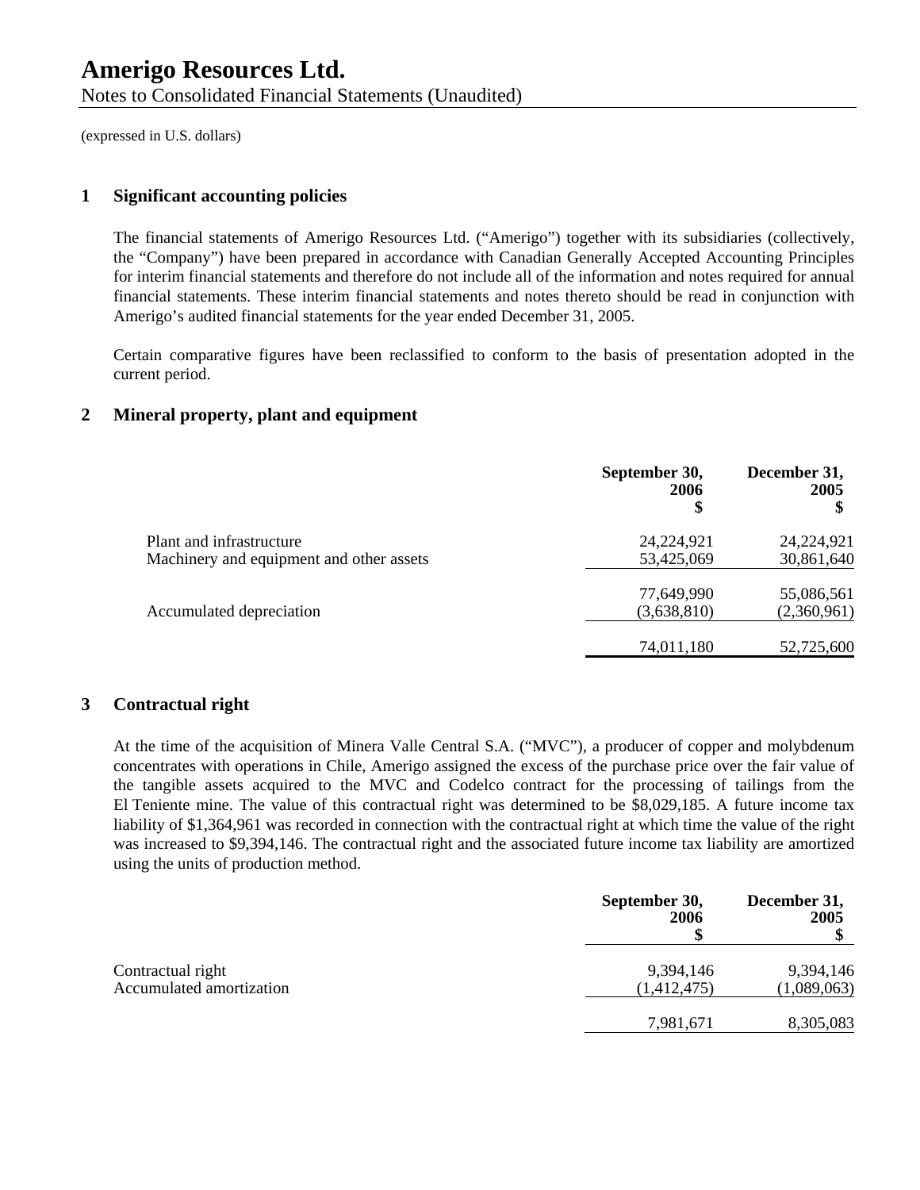# Amerigo Resources Ltd.

Notes to Consolidated Financial Statements (Unaudited)

(expressed in U.S. dollars)

## 1 Significant accounting policies

The financial statements of Amerigo Resources Ltd. ("Amerigo") together with its subsidiaries (collectively, the "Company") have been prepared in accordance with Canadian Generally Accepted Accounting Principles for interim financial statements and therefore do not include all of the information and notes required for annual financial statements. These interim financial statements and notes thereto should be read in conjunction with Amerigo's audited financial statements for the year ended December 31, 2005.

Certain comparative figures have been reclassified to conform to the basis of presentation adopted in the current period.

## 2 Mineral property, plant and equipment

| | September 30, 2006 $ | December 31, 2005 $ |
|---|---|---|
| Plant and infrastructure | 24,224,921 | 24,224,921 |
| Machinery and equipment and other assets | 53,425,069 | 30,861,640 |
| | 77,649,990 | 55,086,561 |
| Accumulated depreciation | (3,638,810) | (2,360,961) |
| | 74,011,180 | 52,725,600 |

## 3 Contractual right

At the time of the acquisition of Minera Valle Central S.A. ("MVC"), a producer of copper and molybdenum concentrates with operations in Chile, Amerigo assigned the excess of the purchase price over the fair value of the tangible assets acquired to the MVC and Codelco contract for the processing of tailings from the El Teniente mine. The value of this contractual right was determined to be $8,029,185. A future income tax liability of $1,364,961 was recorded in connection with the contractual right at which time the value of the right was increased to $9,394,146. The contractual right and the associated future income tax liability are amortized using the units of production method.

| | September 30, 2006 $ | December 31, 2005 $ |
|---|---|---|
| Contractual right | 9,394,146 | 9,394,146 |
| Accumulated amortization | (1,412,475) | (1,089,063) |
| | 7,981,671 | 8,305,083 |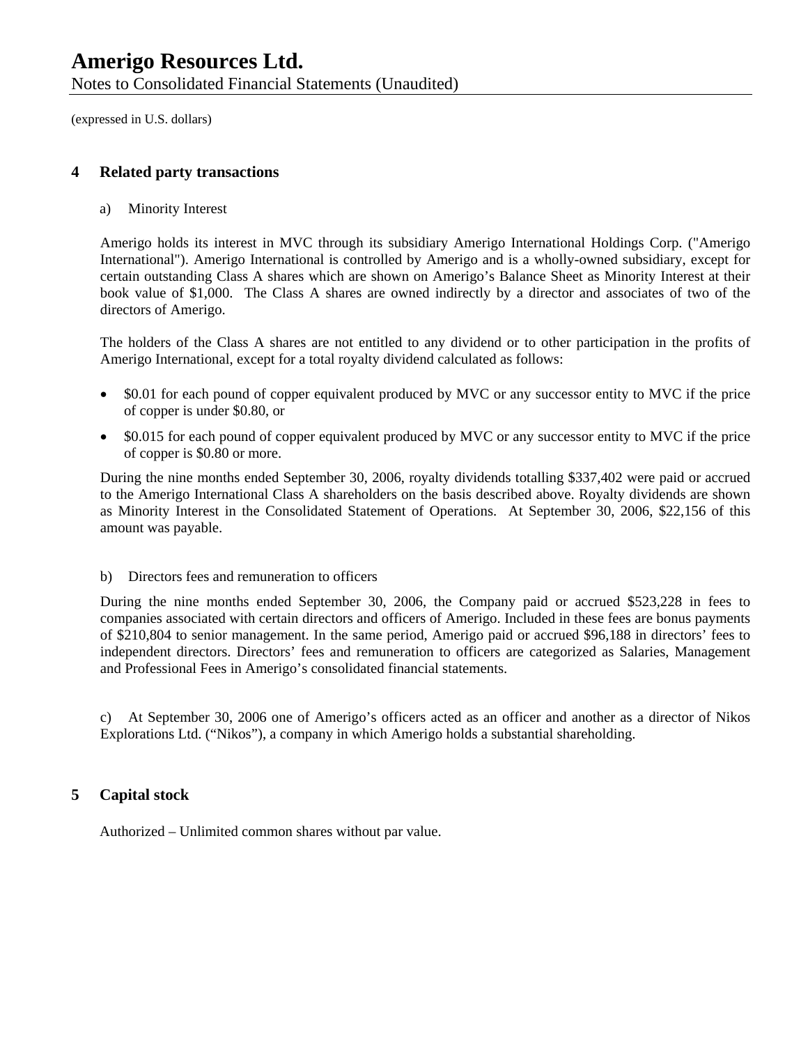(expressed in U.S. dollars)

## 4 Related party transactions

a) Minority Interest

Amerigo holds its interest in MVC through its subsidiary Amerigo International Holdings Corp. ("Amerigo International"). Amerigo International is controlled by Amerigo and is a wholly-owned subsidiary, except for certain outstanding Class A shares which are shown on Amerigo's Balance Sheet as Minority Interest at their book value of $1,000. The Class A shares are owned indirectly by a director and associates of two of the directors of Amerigo.

The holders of the Class A shares are not entitled to any dividend or to other participation in the profits of Amerigo International, except for a total royalty dividend calculated as follows:

- $0.01 for each pound of copper equivalent produced by MVC or any successor entity to MVC if the price of copper is under $0.80, or
- $0.015 for each pound of copper equivalent produced by MVC or any successor entity to MVC if the price of copper is $0.80 or more.

During the nine months ended September 30, 2006, royalty dividends totalling $337,402 were paid or accrued to the Amerigo International Class A shareholders on the basis described above. Royalty dividends are shown as Minority Interest in the Consolidated Statement of Operations. At September 30, 2006, $22,156 of this amount was payable.

b) Directors fees and remuneration to officers

During the nine months ended September 30, 2006, the Company paid or accrued $523,228 in fees to companies associated with certain directors and officers of Amerigo. Included in these fees are bonus payments of $210,804 to senior management. In the same period, Amerigo paid or accrued $96,188 in directors' fees to independent directors. Directors' fees and remuneration to officers are categorized as Salaries, Management and Professional Fees in Amerigo's consolidated financial statements.

c) At September 30, 2006 one of Amerigo's officers acted as an officer and another as a director of Nikos Explorations Ltd. ("Nikos"), a company in which Amerigo holds a substantial shareholding.

## 5 Capital stock

Authorized – Unlimited common shares without par value.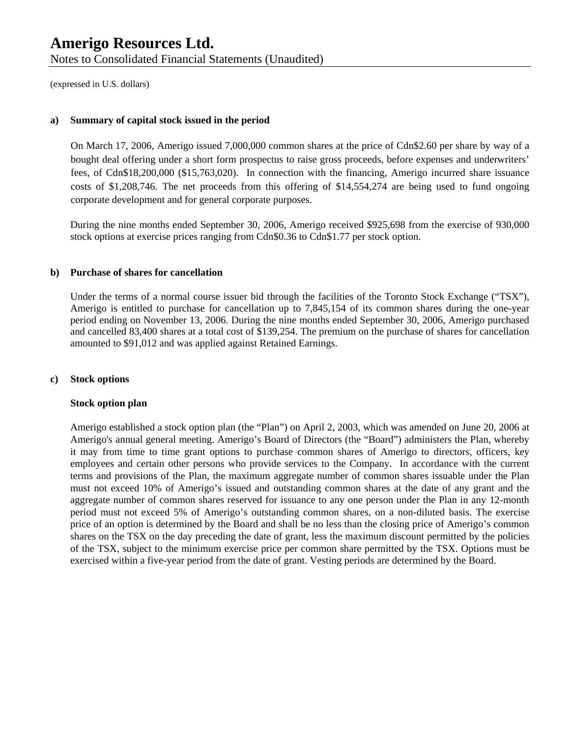(expressed in U.S. dollars)

**a) Summary of capital stock issued in the period**

On March 17, 2006, Amerigo issued 7,000,000 common shares at the price of Cdn$2.60 per share by way of a bought deal offering under a short form prospectus to raise gross proceeds, before expenses and underwriters' fees, of Cdn$18,200,000 ($15,763,020). In connection with the financing, Amerigo incurred share issuance costs of $1,208,746. The net proceeds from this offering of $14,554,274 are being used to fund ongoing corporate development and for general corporate purposes.

During the nine months ended September 30, 2006, Amerigo received $925,698 from the exercise of 930,000 stock options at exercise prices ranging from Cdn$0.36 to Cdn$1.77 per stock option.

**b) Purchase of shares for cancellation**

Under the terms of a normal course issuer bid through the facilities of the Toronto Stock Exchange ("TSX"), Amerigo is entitled to purchase for cancellation up to 7,845,154 of its common shares during the one-year period ending on November 13, 2006. During the nine months ended September 30, 2006, Amerigo purchased and cancelled 83,400 shares at a total cost of $139,254. The premium on the purchase of shares for cancellation amounted to $91,012 and was applied against Retained Earnings.

**c) Stock options**

**Stock option plan**

Amerigo established a stock option plan (the "Plan") on April 2, 2003, which was amended on June 20, 2006 at Amerigo's annual general meeting. Amerigo's Board of Directors (the "Board") administers the Plan, whereby it may from time to time grant options to purchase common shares of Amerigo to directors, officers, key employees and certain other persons who provide services to the Company. In accordance with the current terms and provisions of the Plan, the maximum aggregate number of common shares issuable under the Plan must not exceed 10% of Amerigo's issued and outstanding common shares at the date of any grant and the aggregate number of common shares reserved for issuance to any one person under the Plan in any 12-month period must not exceed 5% of Amerigo's outstanding common shares, on a non-diluted basis. The exercise price of an option is determined by the Board and shall be no less than the closing price of Amerigo's common shares on the TSX on the day preceding the date of grant, less the maximum discount permitted by the policies of the TSX, subject to the minimum exercise price per common share permitted by the TSX. Options must be exercised within a five-year period from the date of grant. Vesting periods are determined by the Board.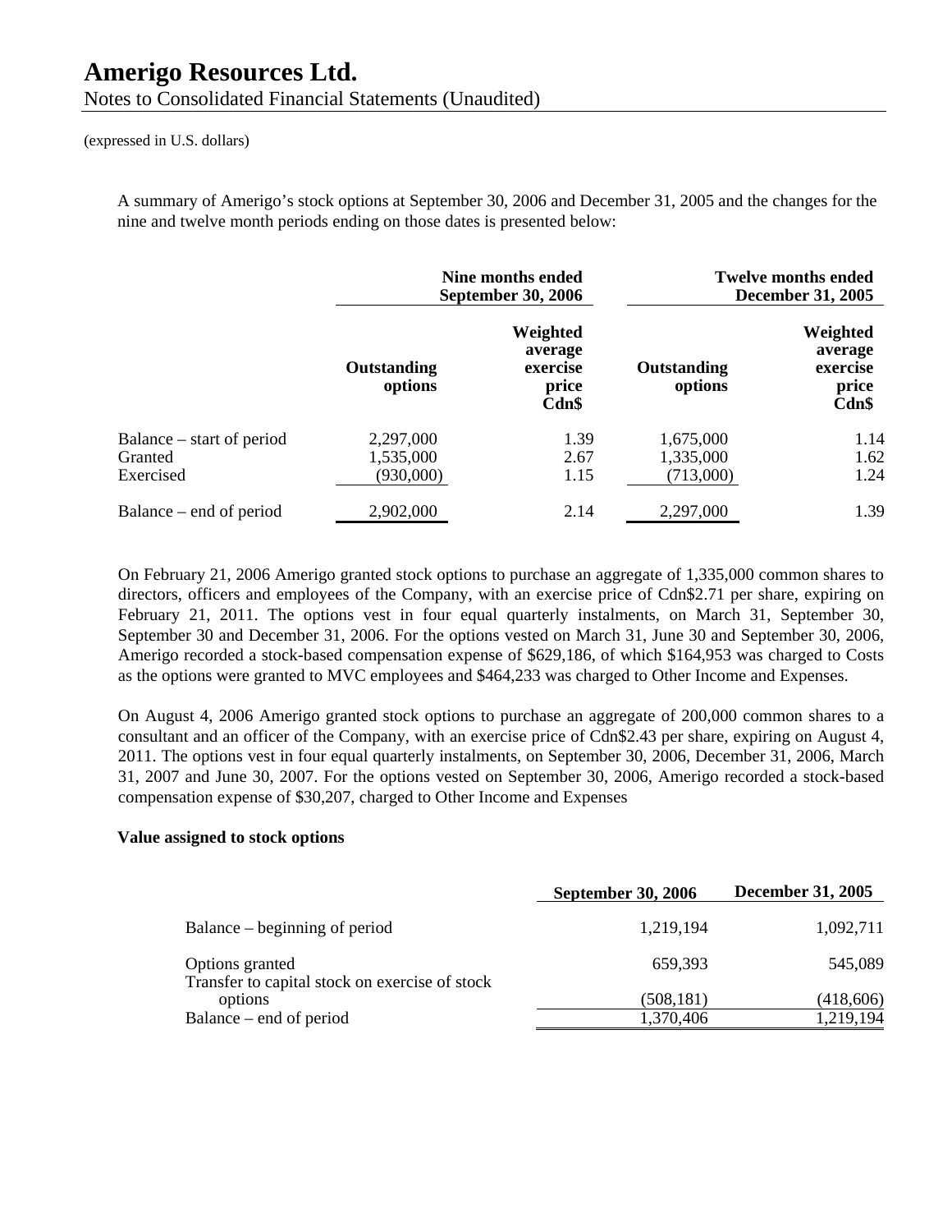# Amerigo Resources Ltd.

Notes to Consolidated Financial Statements (Unaudited)

(expressed in U.S. dollars)

A summary of Amerigo's stock options at September 30, 2006 and December 31, 2005 and the changes for the nine and twelve month periods ending on those dates is presented below:

| | **Nine months ended September 30, 2006** | | **Twelve months ended December 31, 2005** | |
|---|---|---|---|---|
| | **Outstanding options** | **Weighted average exercise price Cdn$** | **Outstanding options** | **Weighted average exercise price Cdn$** |
| Balance – start of period | 2,297,000 | 1.39 | 1,675,000 | 1.14 |
| Granted | 1,535,000 | 2.67 | 1,335,000 | 1.62 |
| Exercised | (930,000) | 1.15 | (713,000) | 1.24 |
| Balance – end of period | 2,902,000 | 2.14 | 2,297,000 | 1.39 |

On February 21, 2006 Amerigo granted stock options to purchase an aggregate of 1,335,000 common shares to directors, officers and employees of the Company, with an exercise price of Cdn$2.71 per share, expiring on February 21, 2011. The options vest in four equal quarterly instalments, on March 31, September 30, September 30 and December 31, 2006. For the options vested on March 31, June 30 and September 30, 2006, Amerigo recorded a stock-based compensation expense of $629,186, of which $164,953 was charged to Costs as the options were granted to MVC employees and $464,233 was charged to Other Income and Expenses.

On August 4, 2006 Amerigo granted stock options to purchase an aggregate of 200,000 common shares to a consultant and an officer of the Company, with an exercise price of Cdn$2.43 per share, expiring on August 4, 2011. The options vest in four equal quarterly instalments, on September 30, 2006, December 31, 2006, March 31, 2007 and June 30, 2007. For the options vested on September 30, 2006, Amerigo recorded a stock-based compensation expense of $30,207, charged to Other Income and Expenses

**Value assigned to stock options**

| | **September 30, 2006** | **December 31, 2005** |
|---|---|---|
| Balance – beginning of period | 1,219,194 | 1,092,711 |
| Options granted | 659,393 | 545,089 |
| Transfer to capital stock on exercise of stock options | (508,181) | (418,606) |
| Balance – end of period | 1,370,406 | 1,219,194 |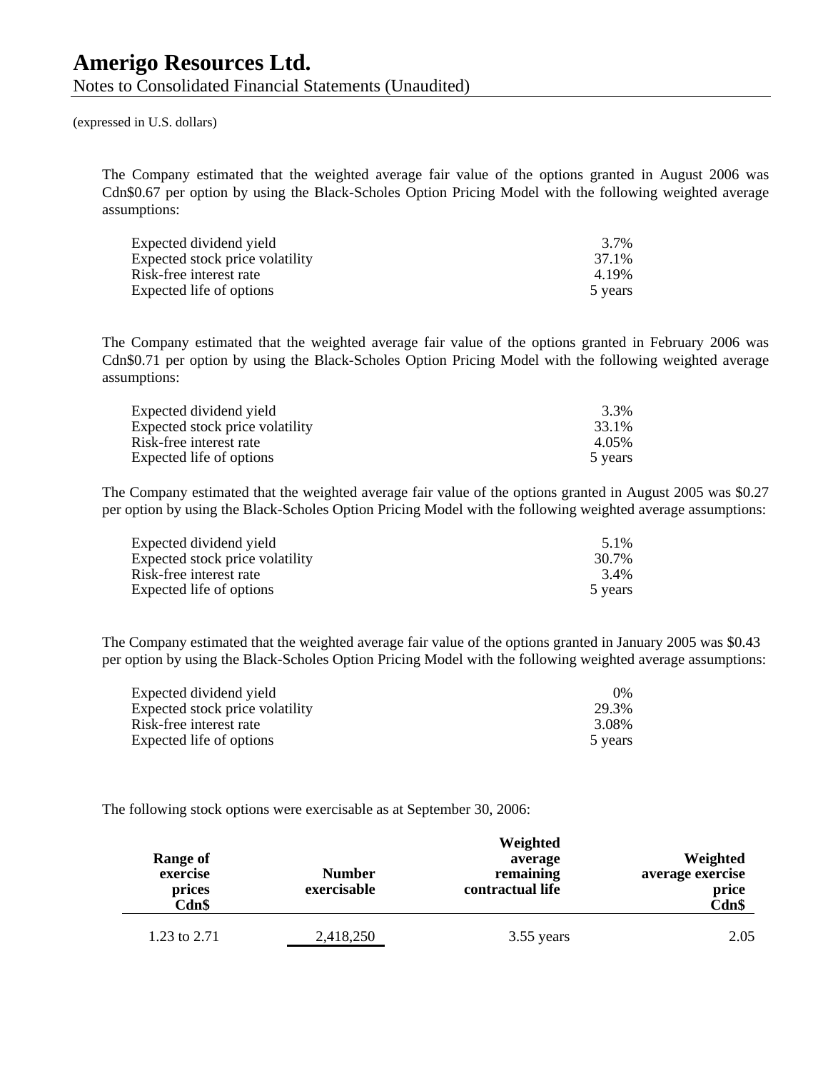# Amerigo Resources Ltd.

Notes to Consolidated Financial Statements (Unaudited)

(expressed in U.S. dollars)

The Company estimated that the weighted average fair value of the options granted in August 2006 was Cdn$0.67 per option by using the Black-Scholes Option Pricing Model with the following weighted average assumptions:

| | |
|---|---|
| Expected dividend yield | 3.7% |
| Expected stock price volatility | 37.1% |
| Risk-free interest rate | 4.19% |
| Expected life of options | 5 years |

The Company estimated that the weighted average fair value of the options granted in February 2006 was Cdn$0.71 per option by using the Black-Scholes Option Pricing Model with the following weighted average assumptions:

| | |
|---|---|
| Expected dividend yield | 3.3% |
| Expected stock price volatility | 33.1% |
| Risk-free interest rate | 4.05% |
| Expected life of options | 5 years |

The Company estimated that the weighted average fair value of the options granted in August 2005 was $0.27 per option by using the Black-Scholes Option Pricing Model with the following weighted average assumptions:

| | |
|---|---|
| Expected dividend yield | 5.1% |
| Expected stock price volatility | 30.7% |
| Risk-free interest rate | 3.4% |
| Expected life of options | 5 years |

The Company estimated that the weighted average fair value of the options granted in January 2005 was $0.43 per option by using the Black-Scholes Option Pricing Model with the following weighted average assumptions:

| | |
|---|---|
| Expected dividend yield | 0% |
| Expected stock price volatility | 29.3% |
| Risk-free interest rate | 3.08% |
| Expected life of options | 5 years |

The following stock options were exercisable as at September 30, 2006:

| Range of exercise prices Cdn$ | Number exercisable | Weighted average remaining contractual life | Weighted average exercise price Cdn$ |
|---|---|---|---|
| 1.23 to 2.71 | 2,418,250 | 3.55 years | 2.05 |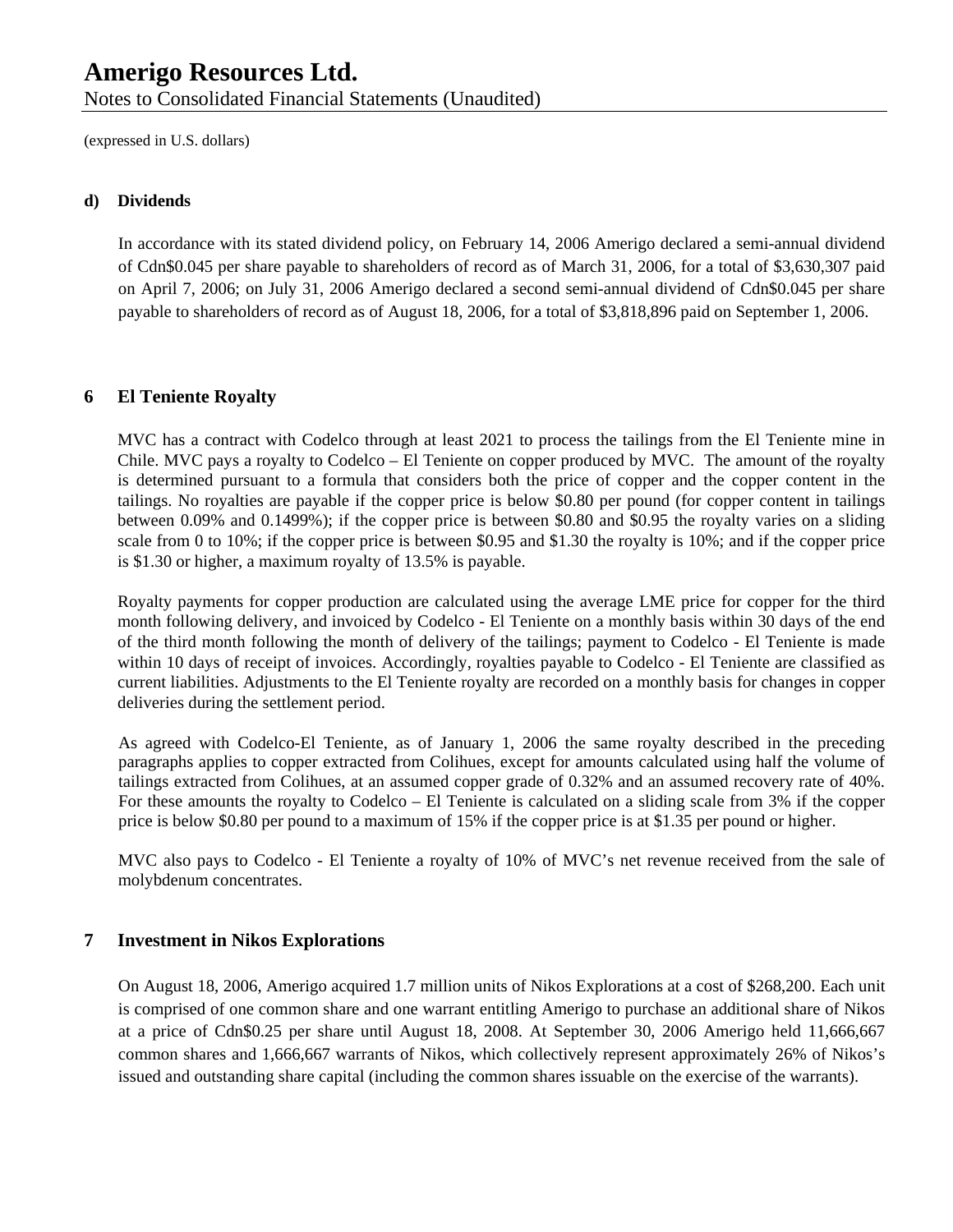**d) Dividends**

In accordance with its stated dividend policy, on February 14, 2006 Amerigo declared a semi-annual dividend of Cdn$0.045 per share payable to shareholders of record as of March 31, 2006, for a total of $3,630,307 paid on April 7, 2006; on July 31, 2006 Amerigo declared a second semi-annual dividend of Cdn$0.045 per share payable to shareholders of record as of August 18, 2006, for a total of $3,818,896 paid on September 1, 2006.

## 6 El Teniente Royalty

MVC has a contract with Codelco through at least 2021 to process the tailings from the El Teniente mine in Chile. MVC pays a royalty to Codelco – El Teniente on copper produced by MVC. The amount of the royalty is determined pursuant to a formula that considers both the price of copper and the copper content in the tailings. No royalties are payable if the copper price is below $0.80 per pound (for copper content in tailings between 0.09% and 0.1499%); if the copper price is between $0.80 and $0.95 the royalty varies on a sliding scale from 0 to 10%; if the copper price is between $0.95 and $1.30 the royalty is 10%; and if the copper price is $1.30 or higher, a maximum royalty of 13.5% is payable.

Royalty payments for copper production are calculated using the average LME price for copper for the third month following delivery, and invoiced by Codelco - El Teniente on a monthly basis within 30 days of the end of the third month following the month of delivery of the tailings; payment to Codelco - El Teniente is made within 10 days of receipt of invoices. Accordingly, royalties payable to Codelco - El Teniente are classified as current liabilities. Adjustments to the El Teniente royalty are recorded on a monthly basis for changes in copper deliveries during the settlement period.

As agreed with Codelco-El Teniente, as of January 1, 2006 the same royalty described in the preceding paragraphs applies to copper extracted from Colihues, except for amounts calculated using half the volume of tailings extracted from Colihues, at an assumed copper grade of 0.32% and an assumed recovery rate of 40%. For these amounts the royalty to Codelco – El Teniente is calculated on a sliding scale from 3% if the copper price is below $0.80 per pound to a maximum of 15% if the copper price is at $1.35 per pound or higher.

MVC also pays to Codelco - El Teniente a royalty of 10% of MVC's net revenue received from the sale of molybdenum concentrates.

## 7 Investment in Nikos Explorations

On August 18, 2006, Amerigo acquired 1.7 million units of Nikos Explorations at a cost of $268,200. Each unit is comprised of one common share and one warrant entitling Amerigo to purchase an additional share of Nikos at a price of Cdn$0.25 per share until August 18, 2008. At September 30, 2006 Amerigo held 11,666,667 common shares and 1,666,667 warrants of Nikos, which collectively represent approximately 26% of Nikos's issued and outstanding share capital (including the common shares issuable on the exercise of the warrants).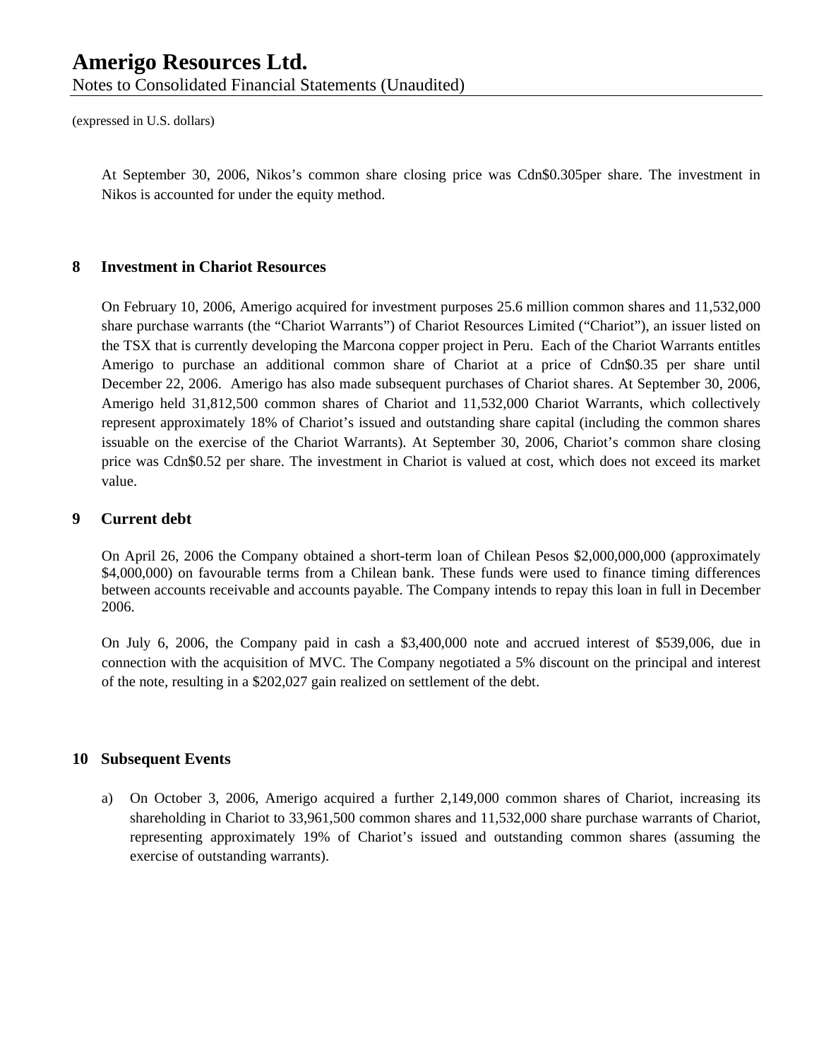(expressed in U.S. dollars)

At September 30, 2006, Nikos's common share closing price was Cdn$0.305per share. The investment in Nikos is accounted for under the equity method.

## 8 Investment in Chariot Resources

On February 10, 2006, Amerigo acquired for investment purposes 25.6 million common shares and 11,532,000 share purchase warrants (the "Chariot Warrants") of Chariot Resources Limited ("Chariot"), an issuer listed on the TSX that is currently developing the Marcona copper project in Peru. Each of the Chariot Warrants entitles Amerigo to purchase an additional common share of Chariot at a price of Cdn$0.35 per share until December 22, 2006. Amerigo has also made subsequent purchases of Chariot shares. At September 30, 2006, Amerigo held 31,812,500 common shares of Chariot and 11,532,000 Chariot Warrants, which collectively represent approximately 18% of Chariot's issued and outstanding share capital (including the common shares issuable on the exercise of the Chariot Warrants). At September 30, 2006, Chariot's common share closing price was Cdn$0.52 per share. The investment in Chariot is valued at cost, which does not exceed its market value.

## 9 Current debt

On April 26, 2006 the Company obtained a short-term loan of Chilean Pesos $2,000,000,000 (approximately $4,000,000) on favourable terms from a Chilean bank. These funds were used to finance timing differences between accounts receivable and accounts payable. The Company intends to repay this loan in full in December 2006.

On July 6, 2006, the Company paid in cash a $3,400,000 note and accrued interest of $539,006, due in connection with the acquisition of MVC. The Company negotiated a 5% discount on the principal and interest of the note, resulting in a $202,027 gain realized on settlement of the debt.

## 10 Subsequent Events

a) On October 3, 2006, Amerigo acquired a further 2,149,000 common shares of Chariot, increasing its shareholding in Chariot to 33,961,500 common shares and 11,532,000 share purchase warrants of Chariot, representing approximately 19% of Chariot's issued and outstanding common shares (assuming the exercise of outstanding warrants).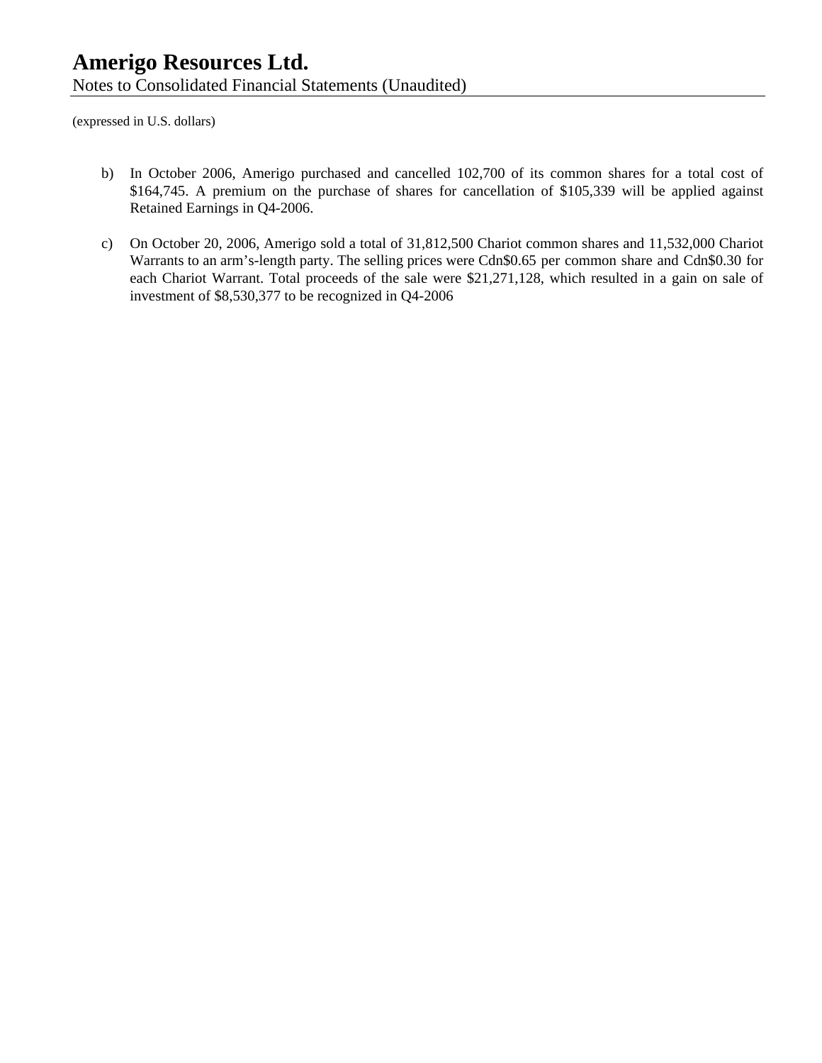(expressed in U.S. dollars)

b) In October 2006, Amerigo purchased and cancelled 102,700 of its common shares for a total cost of $164,745. A premium on the purchase of shares for cancellation of $105,339 will be applied against Retained Earnings in Q4-2006.

c) On October 20, 2006, Amerigo sold a total of 31,812,500 Chariot common shares and 11,532,000 Chariot Warrants to an arm's-length party. The selling prices were Cdn$0.65 per common share and Cdn$0.30 for each Chariot Warrant. Total proceeds of the sale were $21,271,128, which resulted in a gain on sale of investment of $8,530,377 to be recognized in Q4-2006